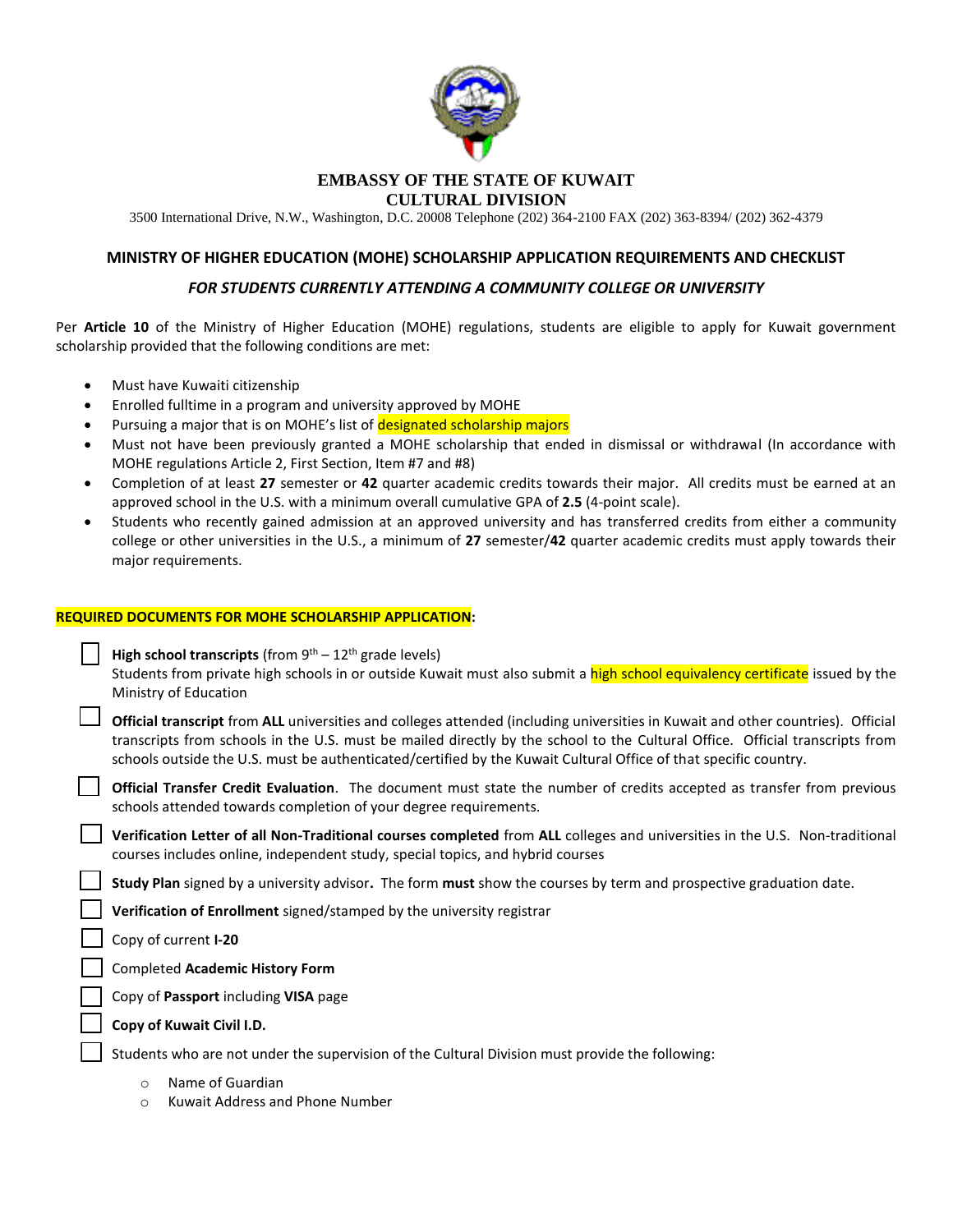# EMBASSY OF THE STATE OF KUWAIT
## CULTURAL DIVISION

3500 International Drive, N.W., Washington, D.C. 20008 Telephone (202) 364-2100 FAX (202) 363-8394/ (202) 362-4379

### MINISTRY OF HIGHER EDUCATION (MOHE) SCHOLARSHIP APPLICATION REQUIREMENTS AND CHECKLIST

***FOR STUDENTS CURRENTLY ATTENDING A COMMUNITY COLLEGE OR UNIVERSITY***

Per **Article 10** of the Ministry of Higher Education (MOHE) regulations, students are eligible to apply for Kuwait government scholarship provided that the following conditions are met:

- Must have Kuwaiti citizenship
- Enrolled fulltime in a program and university approved by MOHE
- Pursuing a major that is on MOHE's list of designated scholarship majors
- Must not have been previously granted a MOHE scholarship that ended in dismissal or withdrawal (In accordance with MOHE regulations Article 2, First Section, Item #7 and #8)
- Completion of at least **27** semester or **42** quarter academic credits towards their major. All credits must be earned at an approved school in the U.S. with a minimum overall cumulative GPA of **2.5** (4-point scale).
- Students who recently gained admission at an approved university and has transferred credits from either a community college or other universities in the U.S., a minimum of **27** semester/**42** quarter academic credits must apply towards their major requirements.

**REQUIRED DOCUMENTS FOR MOHE SCHOLARSHIP APPLICATION:**

- [ ] **High school transcripts** (from 9th – 12th grade levels)
  Students from private high schools in or outside Kuwait must also submit a high school equivalency certificate issued by the Ministry of Education
- [ ] **Official transcript** from **ALL** universities and colleges attended (including universities in Kuwait and other countries). Official transcripts from schools in the U.S. must be mailed directly by the school to the Cultural Office. Official transcripts from schools outside the U.S. must be authenticated/certified by the Kuwait Cultural Office of that specific country.
- [ ] **Official Transfer Credit Evaluation**. The document must state the number of credits accepted as transfer from previous schools attended towards completion of your degree requirements.
- [ ] **Verification Letter of all Non-Traditional courses completed** from **ALL** colleges and universities in the U.S. Non-traditional courses includes online, independent study, special topics, and hybrid courses
- [ ] **Study Plan** signed by a university advisor**.** The form **must** show the courses by term and prospective graduation date.
- [ ] **Verification of Enrollment** signed/stamped by the university registrar
- [ ] Copy of current **I-20**
- [ ] Completed **Academic History Form**
- [ ] Copy of **Passport** including **VISA** page
- [ ] **Copy of Kuwait Civil I.D.**
- [ ] Students who are not under the supervision of the Cultural Division must provide the following:
  - Name of Guardian
  - Kuwait Address and Phone Number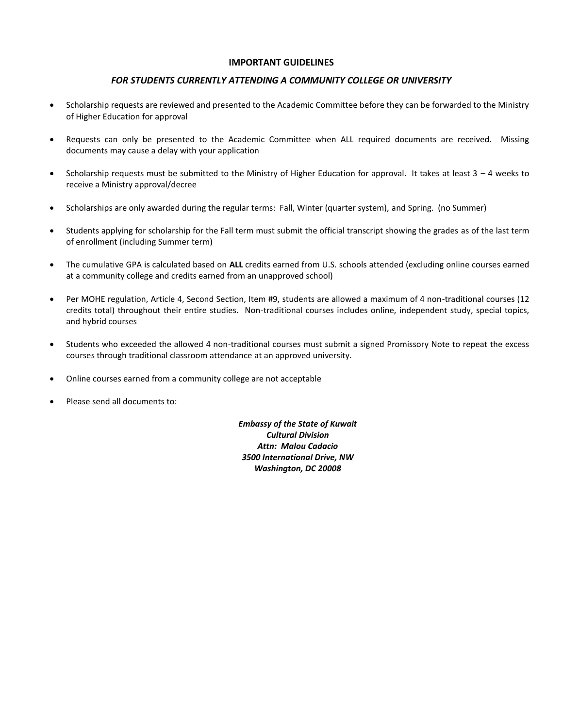## IMPORTANT GUIDELINES

### *FOR STUDENTS CURRENTLY ATTENDING A COMMUNITY COLLEGE OR UNIVERSITY*

- Scholarship requests are reviewed and presented to the Academic Committee before they can be forwarded to the Ministry of Higher Education for approval
- Requests can only be presented to the Academic Committee when ALL required documents are received. Missing documents may cause a delay with your application
- Scholarship requests must be submitted to the Ministry of Higher Education for approval. It takes at least 3 – 4 weeks to receive a Ministry approval/decree
- Scholarships are only awarded during the regular terms: Fall, Winter (quarter system), and Spring. (no Summer)
- Students applying for scholarship for the Fall term must submit the official transcript showing the grades as of the last term of enrollment (including Summer term)
- The cumulative GPA is calculated based on **ALL** credits earned from U.S. schools attended (excluding online courses earned at a community college and credits earned from an unapproved school)
- Per MOHE regulation, Article 4, Second Section, Item #9, students are allowed a maximum of 4 non-traditional courses (12 credits total) throughout their entire studies. Non-traditional courses includes online, independent study, special topics, and hybrid courses
- Students who exceeded the allowed 4 non-traditional courses must submit a signed Promissory Note to repeat the excess courses through traditional classroom attendance at an approved university.
- Online courses earned from a community college are not acceptable
- Please send all documents to:

*Embassy of the State of Kuwait*
*Cultural Division*
*Attn: Malou Cadacio*
*3500 International Drive, NW*
*Washington, DC 20008*